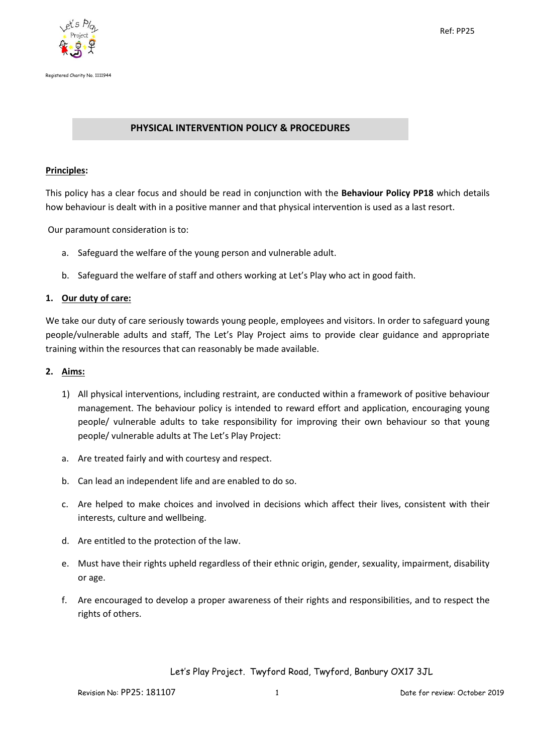Registered Charity No. 1111944

# PHYSICAL INTERVENTION POLICY & PROCEDURES

**Principles:**

This policy has a clear focus and should be read in conjunction with the **Behaviour Policy PP18** which details how behaviour is dealt with in a positive manner and that physical intervention is used as a last resort.

Our paramount consideration is to:

a. Safeguard the welfare of the young person and vulnerable adult.

b. Safeguard the welfare of staff and others working at Let's Play who act in good faith.

## 1. Our duty of care:

We take our duty of care seriously towards young people, employees and visitors. In order to safeguard young people/vulnerable adults and staff, The Let's Play Project aims to provide clear guidance and appropriate training within the resources that can reasonably be made available.

## 2. Aims:

1) All physical interventions, including restraint, are conducted within a framework of positive behaviour management. The behaviour policy is intended to reward effort and application, encouraging young people/ vulnerable adults to take responsibility for improving their own behaviour so that young people/ vulnerable adults at The Let's Play Project:

a. Are treated fairly and with courtesy and respect.

b. Can lead an independent life and are enabled to do so.

c. Are helped to make choices and involved in decisions which affect their lives, consistent with their interests, culture and wellbeing.

d. Are entitled to the protection of the law.

e. Must have their rights upheld regardless of their ethnic origin, gender, sexuality, impairment, disability or age.

f. Are encouraged to develop a proper awareness of their rights and responsibilities, and to respect the rights of others.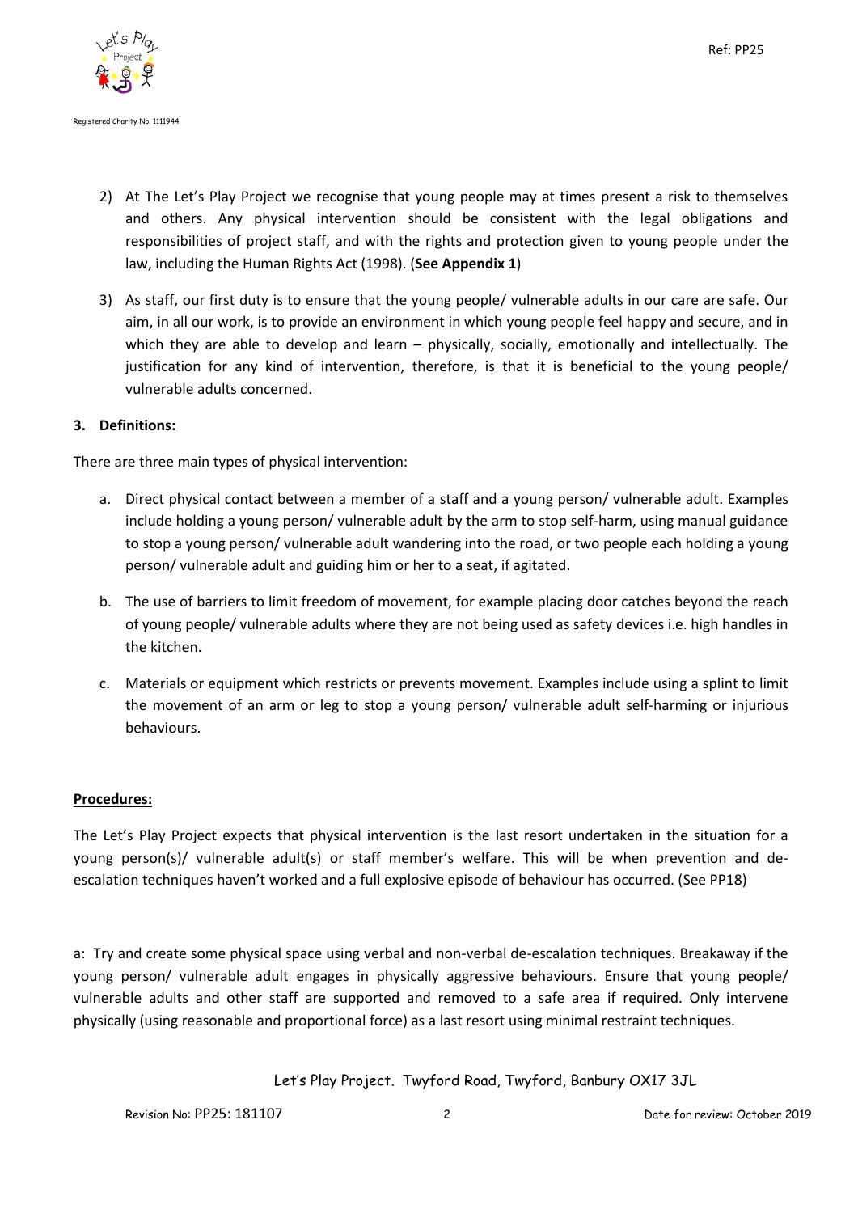2) At The Let's Play Project we recognise that young people may at times present a risk to themselves and others. Any physical intervention should be consistent with the legal obligations and responsibilities of project staff, and with the rights and protection given to young people under the law, including the Human Rights Act (1998). (**See Appendix 1**)

3) As staff, our first duty is to ensure that the young people/ vulnerable adults in our care are safe. Our aim, in all our work, is to provide an environment in which young people feel happy and secure, and in which they are able to develop and learn – physically, socially, emotionally and intellectually. The justification for any kind of intervention, therefore, is that it is beneficial to the young people/ vulnerable adults concerned.

**3. Definitions:**

There are three main types of physical intervention:

a. Direct physical contact between a member of a staff and a young person/ vulnerable adult. Examples include holding a young person/ vulnerable adult by the arm to stop self-harm, using manual guidance to stop a young person/ vulnerable adult wandering into the road, or two people each holding a young person/ vulnerable adult and guiding him or her to a seat, if agitated.

b. The use of barriers to limit freedom of movement, for example placing door catches beyond the reach of young people/ vulnerable adults where they are not being used as safety devices i.e. high handles in the kitchen.

c. Materials or equipment which restricts or prevents movement. Examples include using a splint to limit the movement of an arm or leg to stop a young person/ vulnerable adult self-harming or injurious behaviours.

**Procedures:**

The Let's Play Project expects that physical intervention is the last resort undertaken in the situation for a young person(s)/ vulnerable adult(s) or staff member's welfare. This will be when prevention and de-escalation techniques haven't worked and a full explosive episode of behaviour has occurred. (See PP18)

a: Try and create some physical space using verbal and non-verbal de-escalation techniques. Breakaway if the young person/ vulnerable adult engages in physically aggressive behaviours. Ensure that young people/ vulnerable adults and other staff are supported and removed to a safe area if required. Only intervene physically (using reasonable and proportional force) as a last resort using minimal restraint techniques.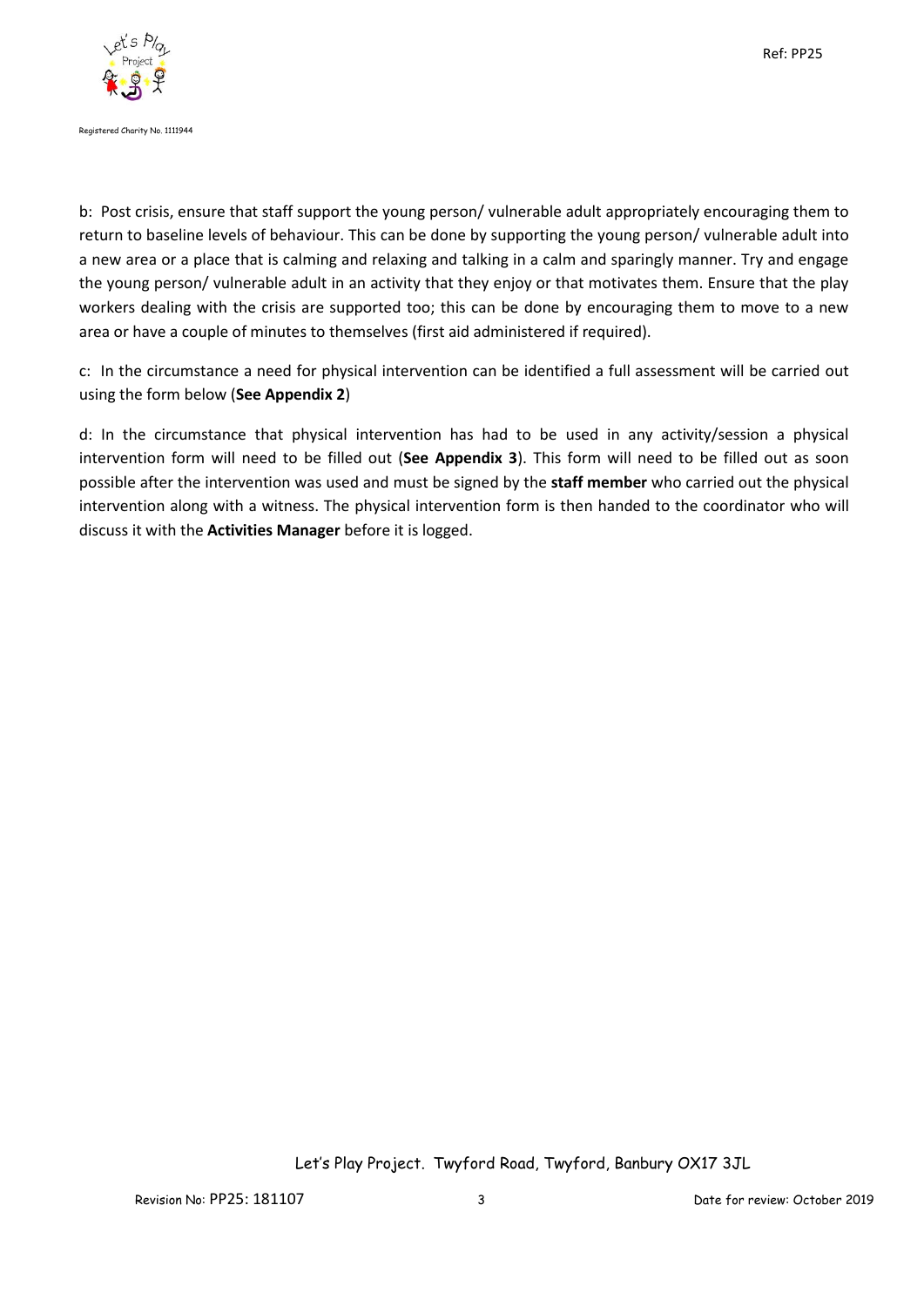b: Post crisis, ensure that staff support the young person/ vulnerable adult appropriately encouraging them to return to baseline levels of behaviour. This can be done by supporting the young person/ vulnerable adult into a new area or a place that is calming and relaxing and talking in a calm and sparingly manner. Try and engage the young person/ vulnerable adult in an activity that they enjoy or that motivates them. Ensure that the play workers dealing with the crisis are supported too; this can be done by encouraging them to move to a new area or have a couple of minutes to themselves (first aid administered if required).

c: In the circumstance a need for physical intervention can be identified a full assessment will be carried out using the form below (**See Appendix 2**)

d: In the circumstance that physical intervention has had to be used in any activity/session a physical intervention form will need to be filled out (**See Appendix 3**). This form will need to be filled out as soon possible after the intervention was used and must be signed by the **staff member** who carried out the physical intervention along with a witness. The physical intervention form is then handed to the coordinator who will discuss it with the **Activities Manager** before it is logged.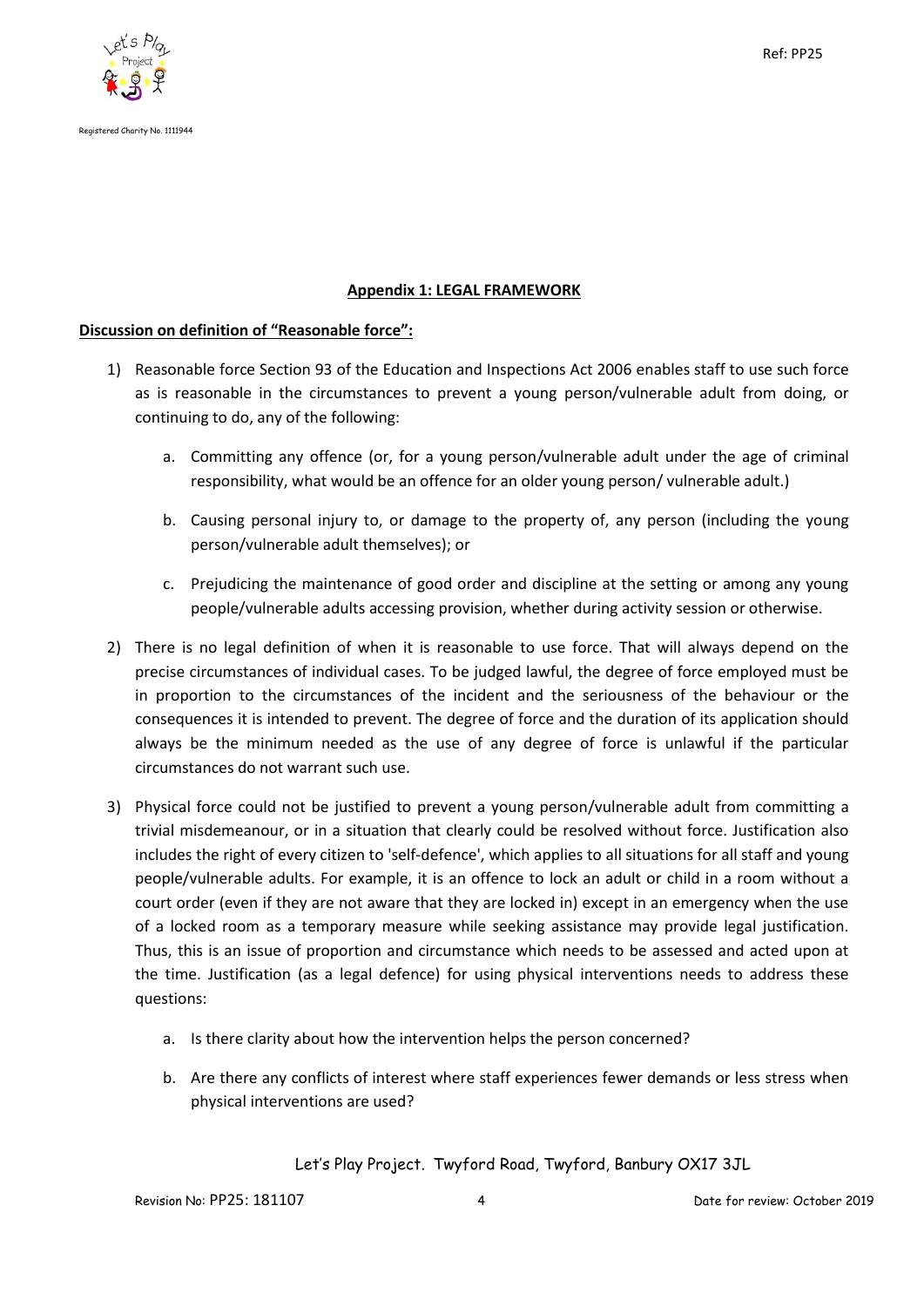## Appendix 1: LEGAL FRAMEWORK

**Discussion on definition of "Reasonable force":**

1) Reasonable force Section 93 of the Education and Inspections Act 2006 enables staff to use such force as is reasonable in the circumstances to prevent a young person/vulnerable adult from doing, or continuing to do, any of the following:

    a. Committing any offence (or, for a young person/vulnerable adult under the age of criminal responsibility, what would be an offence for an older young person/ vulnerable adult.)

    b. Causing personal injury to, or damage to the property of, any person (including the young person/vulnerable adult themselves); or

    c. Prejudicing the maintenance of good order and discipline at the setting or among any young people/vulnerable adults accessing provision, whether during activity session or otherwise.

2) There is no legal definition of when it is reasonable to use force. That will always depend on the precise circumstances of individual cases. To be judged lawful, the degree of force employed must be in proportion to the circumstances of the incident and the seriousness of the behaviour or the consequences it is intended to prevent. The degree of force and the duration of its application should always be the minimum needed as the use of any degree of force is unlawful if the particular circumstances do not warrant such use.

3) Physical force could not be justified to prevent a young person/vulnerable adult from committing a trivial misdemeanour, or in a situation that clearly could be resolved without force. Justification also includes the right of every citizen to 'self-defence', which applies to all situations for all staff and young people/vulnerable adults. For example, it is an offence to lock an adult or child in a room without a court order (even if they are not aware that they are locked in) except in an emergency when the use of a locked room as a temporary measure while seeking assistance may provide legal justification. Thus, this is an issue of proportion and circumstance which needs to be assessed and acted upon at the time. Justification (as a legal defence) for using physical interventions needs to address these questions:

    a. Is there clarity about how the intervention helps the person concerned?

    b. Are there any conflicts of interest where staff experiences fewer demands or less stress when physical interventions are used?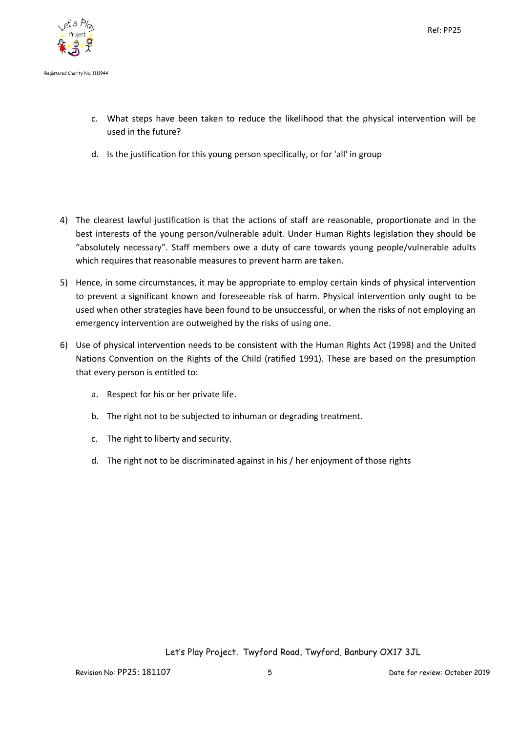c. What steps have been taken to reduce the likelihood that the physical intervention will be used in the future?

d. Is the justification for this young person specifically, or for 'all' in group

4) The clearest lawful justification is that the actions of staff are reasonable, proportionate and in the best interests of the young person/vulnerable adult. Under Human Rights legislation they should be "absolutely necessary". Staff members owe a duty of care towards young people/vulnerable adults which requires that reasonable measures to prevent harm are taken.

5) Hence, in some circumstances, it may be appropriate to employ certain kinds of physical intervention to prevent a significant known and foreseeable risk of harm. Physical intervention only ought to be used when other strategies have been found to be unsuccessful, or when the risks of not employing an emergency intervention are outweighed by the risks of using one.

6) Use of physical intervention needs to be consistent with the Human Rights Act (1998) and the United Nations Convention on the Rights of the Child (ratified 1991). These are based on the presumption that every person is entitled to:

   a. Respect for his or her private life.

   b. The right not to be subjected to inhuman or degrading treatment.

   c. The right to liberty and security.

   d. The right not to be discriminated against in his / her enjoyment of those rights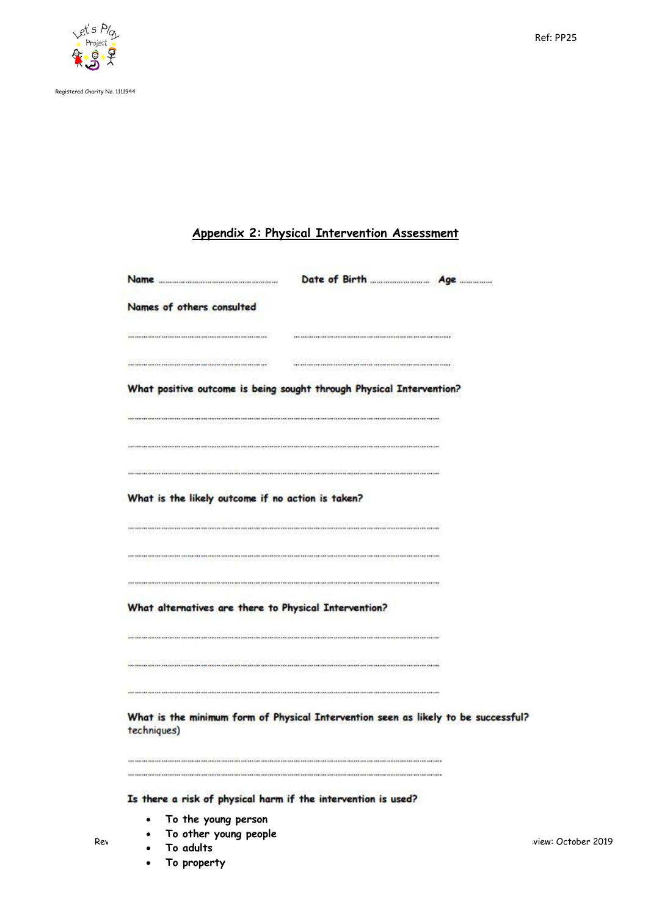## Appendix 2: Physical Intervention Assessment

**Name** ………………………………………… **Date of Birth** ……………………… **Age** …………

**Names of others consulted**

………………………………………………… …………………………………………………

………………………………………………… …………………………………………………

**What positive outcome is being sought through Physical Intervention?**

……………………………………………………………………………………………………

……………………………………………………………………………………………………

……………………………………………………………………………………………………

**What is the likely outcome if no action is taken?**

……………………………………………………………………………………………………

……………………………………………………………………………………………………

……………………………………………………………………………………………………

**What alternatives are there to Physical Intervention?**

……………………………………………………………………………………………………

……………………………………………………………………………………………………

……………………………………………………………………………………………………

**What is the minimum form of Physical Intervention seen as likely to be successful?**
techniques)

……………………………………………………………………………………………………

……………………………………………………………………………………………………

**Is there a risk of physical harm if the intervention is used?**

- To the young person
- To other young people
- To adults
- To property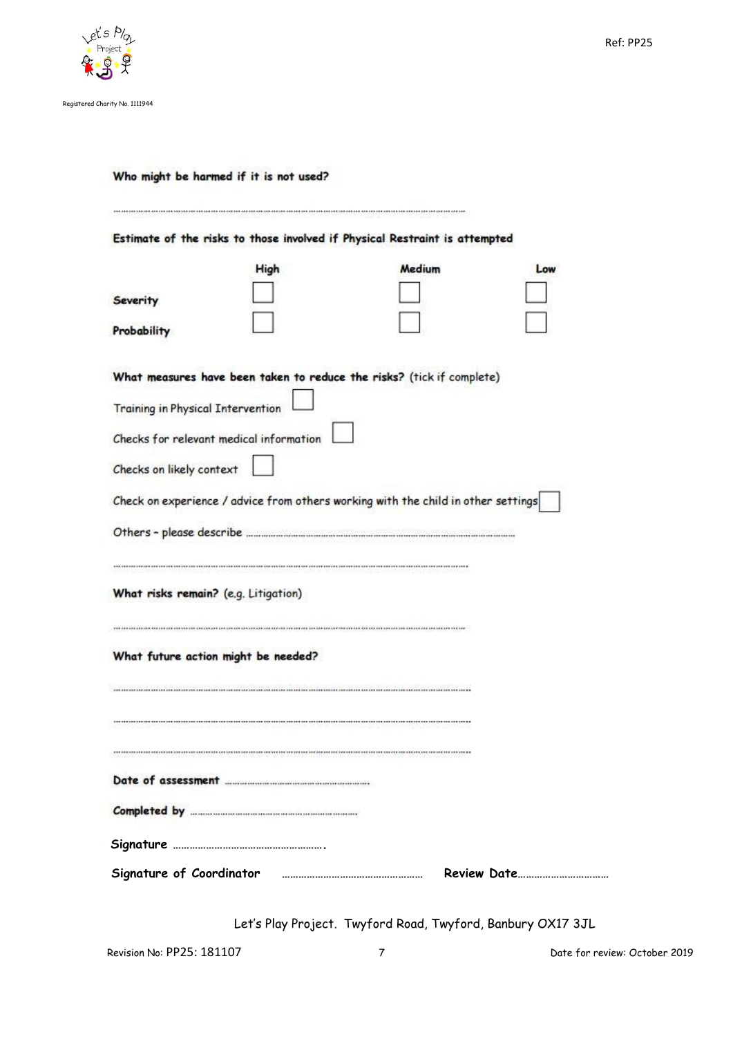**Who might be harmed if it is not used?**

……………………………………………………………………………………………………

**Estimate of the risks to those involved if Physical Restraint is attempted**

| | High | Medium | Low |
|---|---|---|---|
| **Severity** | ☐ | ☐ | ☐ |
| **Probability** | ☐ | ☐ | ☐ |

**What measures have been taken to reduce the risks?** (tick if complete)

Training in Physical Intervention ☐

Checks for relevant medical information ☐

Checks on likely context ☐

Check on experience / advice from others working with the child in other settings ☐

Others – please describe ……………………………………………………………………………

……………………………………………………………………………………………………

**What risks remain?** (e.g. Litigation)

……………………………………………………………………………………………………

**What future action might be needed?**

……………………………………………………………………………………………………

……………………………………………………………………………………………………

……………………………………………………………………………………………………

**Date of assessment** ………………………………………

**Completed by** …………………………………………………

**Signature** ……………………………………………….

**Signature of Coordinator** ………………………………………… **Review Date**……………………………

Let's Play Project. Twyford Road, Twyford, Banbury OX17 3JL

Revision No: PP25: 181107

Date for review: October 2019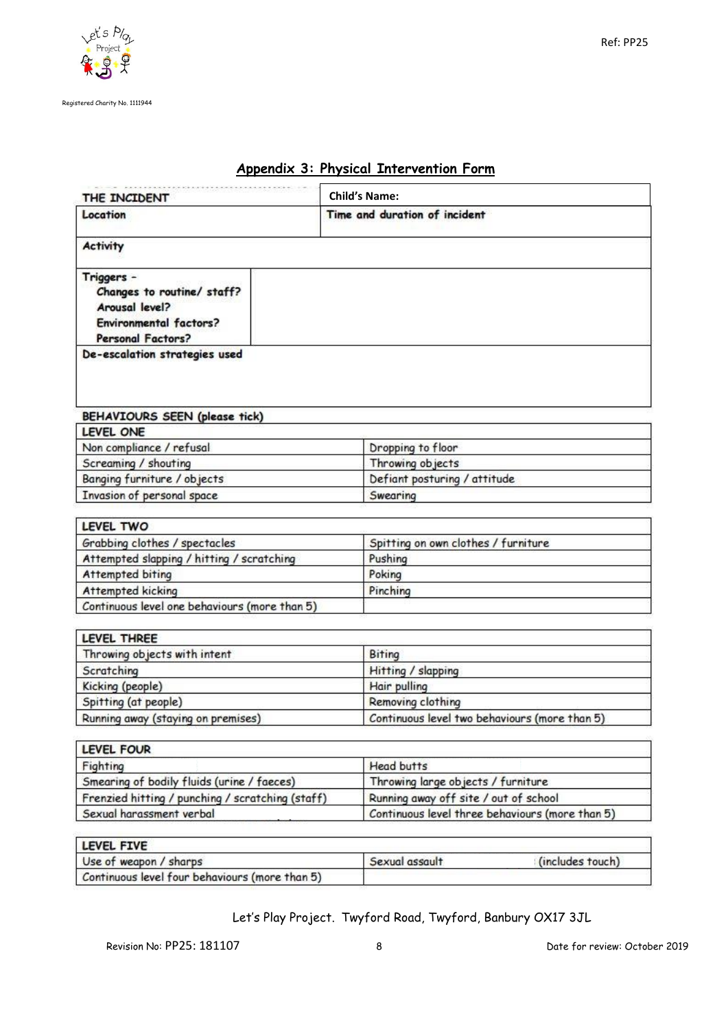Registered Charity No. 1111944

Ref: PP25

## Appendix 3: Physical Intervention Form

| THE INCIDENT | Child's Name: |
|---|---|
| Location | Time and duration of incident |
| Activity | |
| Triggers - Changes to routine/ staff? Arousal level? Environmental factors? Personal Factors? | |
| De-escalation strategies used | |

**BEHAVIOURS SEEN (please tick)**

| LEVEL ONE | |
|---|---|
| Non compliance / refusal | Dropping to floor |
| Screaming / shouting | Throwing objects |
| Banging furniture / objects | Defiant posturing / attitude |
| Invasion of personal space | Swearing |

| LEVEL TWO | |
|---|---|
| Grabbing clothes / spectacles | Spitting on own clothes / furniture |
| Attempted slapping / hitting / scratching | Pushing |
| Attempted biting | Poking |
| Attempted kicking | Pinching |
| Continuous level one behaviours (more than 5) | |

| LEVEL THREE | |
|---|---|
| Throwing objects with intent | Biting |
| Scratching | Hitting / slapping |
| Kicking (people) | Hair pulling |
| Spitting (at people) | Removing clothing |
| Running away (staying on premises) | Continuous level two behaviours (more than 5) |

| LEVEL FOUR | |
|---|---|
| Fighting | Head butts |
| Smearing of bodily fluids (urine / faeces) | Throwing large objects / furniture |
| Frenzied hitting / punching / scratching (staff) | Running away off site / out of school |
| Sexual harassment verbal | Continuous level three behaviours (more than 5) |

| LEVEL FIVE | |
|---|---|
| Use of weapon / sharps | Sexual assault (includes touch) |
| Continuous level four behaviours (more than 5) | |

Let's Play Project. Twyford Road, Twyford, Banbury OX17 3JL

Revision No: PP25: 181107

Date for review: October 2019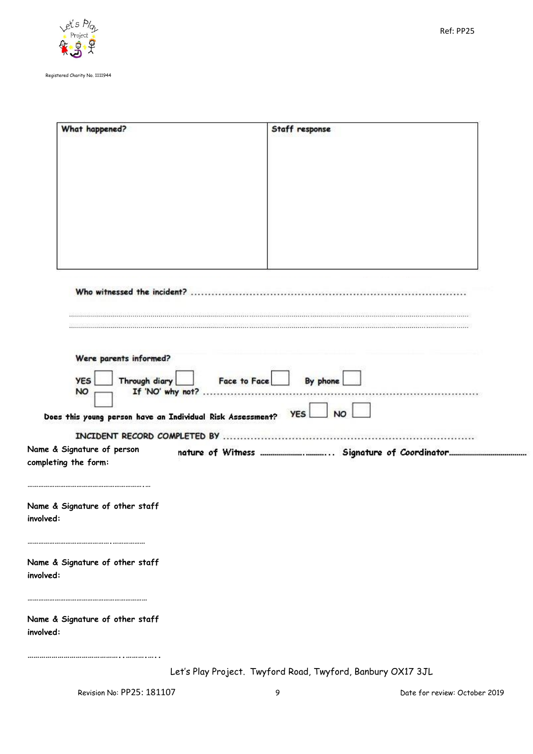Registered Charity No. 1111944

| What happened? | Staff response |
| --- | --- |
| | |

Who witnessed the incident? ..........................................................................

..........................................................................................................................................

..........................................................................................................................................

Were parents informed?

YES ☐ Through diary ☐ Face to Face ☐ By phone ☐

NO ☐ If 'NO' why not? ..........................................................................

Does this young person have an Individual Risk Assessment? YES ☐ NO ☐

INCIDENT RECORD COMPLETED BY ..........................................................................

Name & Signature of person completing the form:

……………………………………………………….…

nature of Witness …………………..………... Signature of Coordinator…………………………………

Name & Signature of other staff involved:

…………………………………….………………

Name & Signature of other staff involved:

………………………………………………………

Name & Signature of other staff involved:

………………………………………..………..…..

Let's Play Project. Twyford Road, Twyford, Banbury OX17 3JL

Revision No: PP25: 181107 Date for review: October 2019